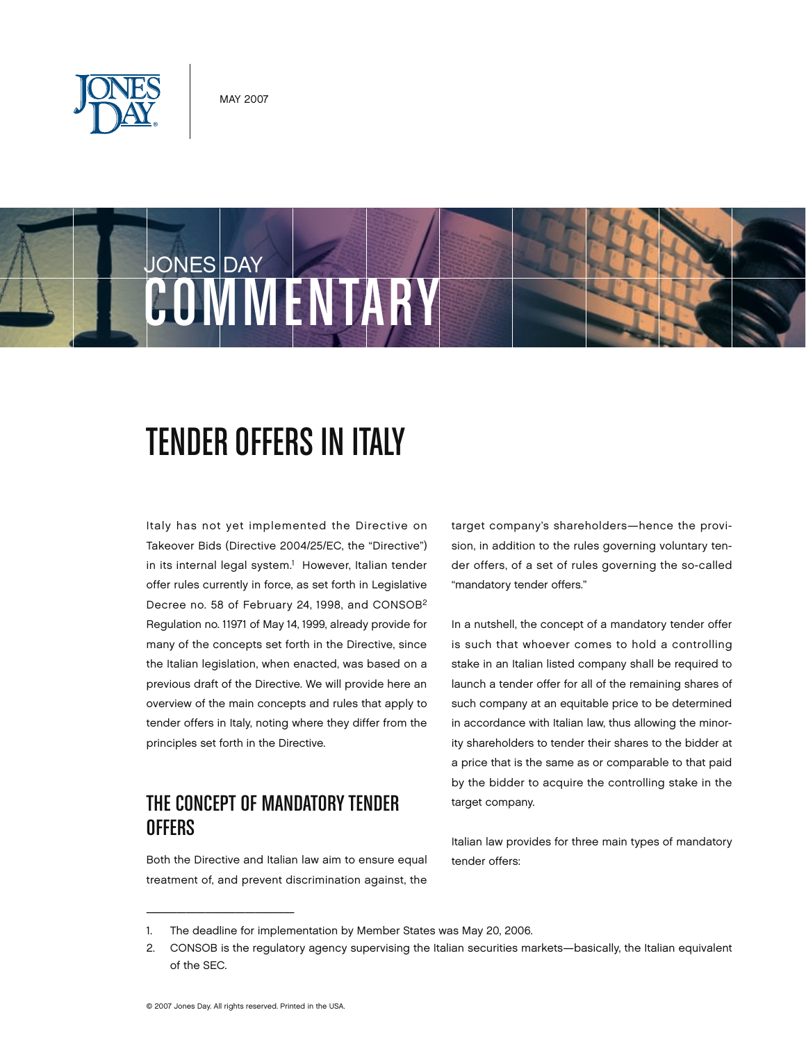MAY 2007

JONES DAY

COMMENTARY

# TENDER OFFERS IN ITALY

Italy has not yet implemented the Directive on Takeover Bids (Directive 2004/25/EC, the "Directive") in its internal legal system.[1] However, Italian tender offer rules currently in force, as set forth in Legislative Decree no. 58 of February 24, 1998, and CONSOB[2] Regulation no. 11971 of May 14, 1999, already provide for many of the concepts set forth in the Directive, since the Italian legislation, when enacted, was based on a previous draft of the Directive. We will provide here an overview of the main concepts and rules that apply to tender offers in Italy, noting where they differ from the principles set forth in the Directive.

## THE CONCEPT OF MANDATORY TENDER OFFERS

Both the Directive and Italian law aim to ensure equal treatment of, and prevent discrimination against, the target company's shareholders—hence the provision, in addition to the rules governing voluntary tender offers, of a set of rules governing the so-called "mandatory tender offers."

In a nutshell, the concept of a mandatory tender offer is such that whoever comes to hold a controlling stake in an Italian listed company shall be required to launch a tender offer for all of the remaining shares of such company at an equitable price to be determined in accordance with Italian law, thus allowing the minority shareholders to tender their shares to the bidder at a price that is the same as or comparable to that paid by the bidder to acquire the controlling stake in the target company.

Italian law provides for three main types of mandatory tender offers:

1. The deadline for implementation by Member States was May 20, 2006.
2. CONSOB is the regulatory agency supervising the Italian securities markets—basically, the Italian equivalent of the SEC.

© 2007 Jones Day. All rights reserved. Printed in the USA.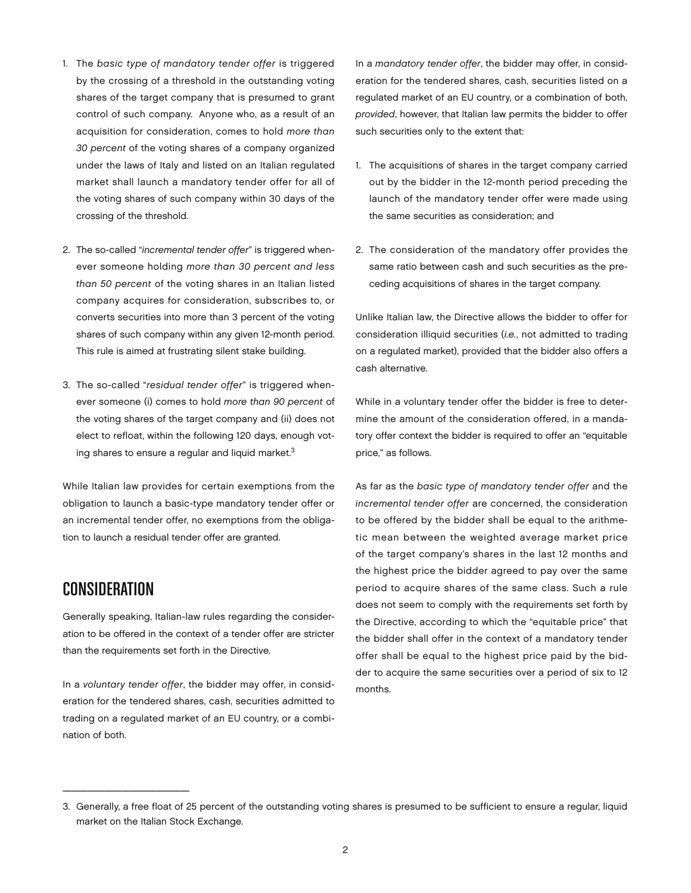1. The *basic type of mandatory tender offer* is triggered by the crossing of a threshold in the outstanding voting shares of the target company that is presumed to grant control of such company. Anyone who, as a result of an acquisition for consideration, comes to hold *more than 30 percent* of the voting shares of a company organized under the laws of Italy and listed on an Italian regulated market shall launch a mandatory tender offer for all of the voting shares of such company within 30 days of the crossing of the threshold.

2. The so-called "*incremental tender offer*" is triggered whenever someone holding *more than 30 percent and less than 50 percent* of the voting shares in an Italian listed company acquires for consideration, subscribes to, or converts securities into more than 3 percent of the voting shares of such company within any given 12-month period. This rule is aimed at frustrating silent stake building.

3. The so-called "*residual tender offer*" is triggered whenever someone (i) comes to hold *more than 90 percent* of the voting shares of the target company and (ii) does not elect to refloat, within the following 120 days, enough voting shares to ensure a regular and liquid market.[3]

While Italian law provides for certain exemptions from the obligation to launch a basic-type mandatory tender offer or an incremental tender offer, no exemptions from the obligation to launch a residual tender offer are granted.

## CONSIDERATION

Generally speaking, Italian-law rules regarding the consideration to be offered in the context of a tender offer are stricter than the requirements set forth in the Directive.

In a *voluntary tender offer*, the bidder may offer, in consideration for the tendered shares, cash, securities admitted to trading on a regulated market of an EU country, or a combination of both.

In a *mandatory tender offer*, the bidder may offer, in consideration for the tendered shares, cash, securities listed on a regulated market of an EU country, or a combination of both, *provided*, however, that Italian law permits the bidder to offer such securities only to the extent that:

1. The acquisitions of shares in the target company carried out by the bidder in the 12-month period preceding the launch of the mandatory tender offer were made using the same securities as consideration; and

2. The consideration of the mandatory offer provides the same ratio between cash and such securities as the preceding acquisitions of shares in the target company.

Unlike Italian law, the Directive allows the bidder to offer for consideration illiquid securities (*i.e.*, not admitted to trading on a regulated market), provided that the bidder also offers a cash alternative.

While in a voluntary tender offer the bidder is free to determine the amount of the consideration offered, in a mandatory offer context the bidder is required to offer an "equitable price," as follows.

As far as the *basic type of mandatory tender offer* and the *incremental tender offer* are concerned, the consideration to be offered by the bidder shall be equal to the arithmetic mean between the weighted average market price of the target company's shares in the last 12 months and the highest price the bidder agreed to pay over the same period to acquire shares of the same class. Such a rule does not seem to comply with the requirements set forth by the Directive, according to which the "equitable price" that the bidder shall offer in the context of a mandatory tender offer shall be equal to the highest price paid by the bidder to acquire the same securities over a period of six to 12 months.

---

3. Generally, a free float of 25 percent of the outstanding voting shares is presumed to be sufficient to ensure a regular, liquid market on the Italian Stock Exchange.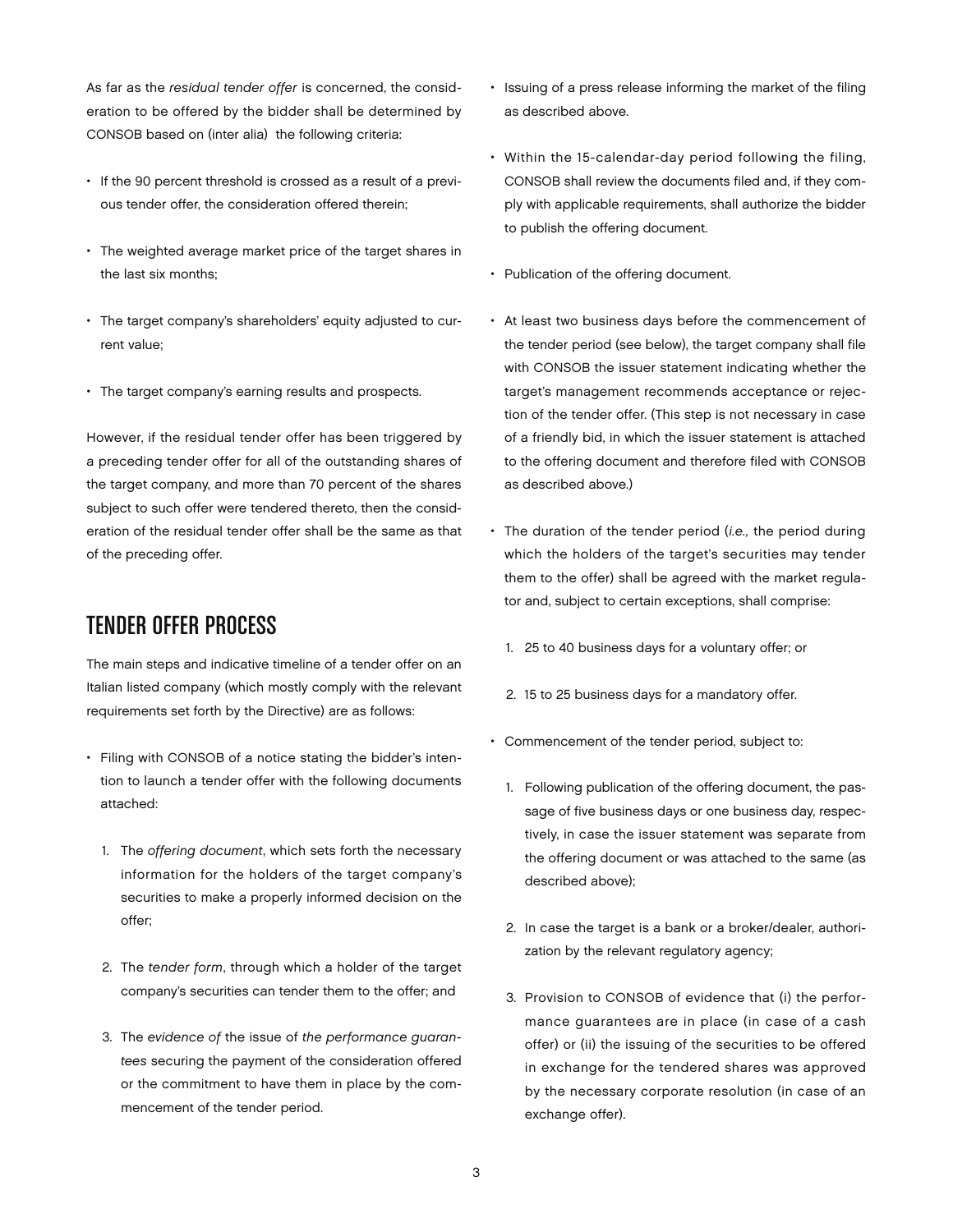As far as the *residual tender offer* is concerned, the consideration to be offered by the bidder shall be determined by CONSOB based on (inter alia) the following criteria:

- If the 90 percent threshold is crossed as a result of a previous tender offer, the consideration offered therein;
- The weighted average market price of the target shares in the last six months;
- The target company's shareholders' equity adjusted to current value;
- The target company's earning results and prospects.

However, if the residual tender offer has been triggered by a preceding tender offer for all of the outstanding shares of the target company, and more than 70 percent of the shares subject to such offer were tendered thereto, then the consideration of the residual tender offer shall be the same as that of the preceding offer.

## TENDER OFFER PROCESS

The main steps and indicative timeline of a tender offer on an Italian listed company (which mostly comply with the relevant requirements set forth by the Directive) are as follows:

- Filing with CONSOB of a notice stating the bidder's intention to launch a tender offer with the following documents attached:
  1. The *offering document*, which sets forth the necessary information for the holders of the target company's securities to make a properly informed decision on the offer;
  2. The *tender form*, through which a holder of the target company's securities can tender them to the offer; and
  3. The *evidence of* the issue of *the performance guarantees* securing the payment of the consideration offered or the commitment to have them in place by the commencement of the tender period.
- Issuing of a press release informing the market of the filing as described above.
- Within the 15-calendar-day period following the filing, CONSOB shall review the documents filed and, if they comply with applicable requirements, shall authorize the bidder to publish the offering document.
- Publication of the offering document.
- At least two business days before the commencement of the tender period (see below), the target company shall file with CONSOB the issuer statement indicating whether the target's management recommends acceptance or rejection of the tender offer. (This step is not necessary in case of a friendly bid, in which the issuer statement is attached to the offering document and therefore filed with CONSOB as described above.)
- The duration of the tender period (*i.e.,* the period during which the holders of the target's securities may tender them to the offer) shall be agreed with the market regulator and, subject to certain exceptions, shall comprise:
  1. 25 to 40 business days for a voluntary offer; or
  2. 15 to 25 business days for a mandatory offer.
- Commencement of the tender period, subject to:
  1. Following publication of the offering document, the passage of five business days or one business day, respectively, in case the issuer statement was separate from the offering document or was attached to the same (as described above);
  2. In case the target is a bank or a broker/dealer, authorization by the relevant regulatory agency;
  3. Provision to CONSOB of evidence that (i) the performance guarantees are in place (in case of a cash offer) or (ii) the issuing of the securities to be offered in exchange for the tendered shares was approved by the necessary corporate resolution (in case of an exchange offer).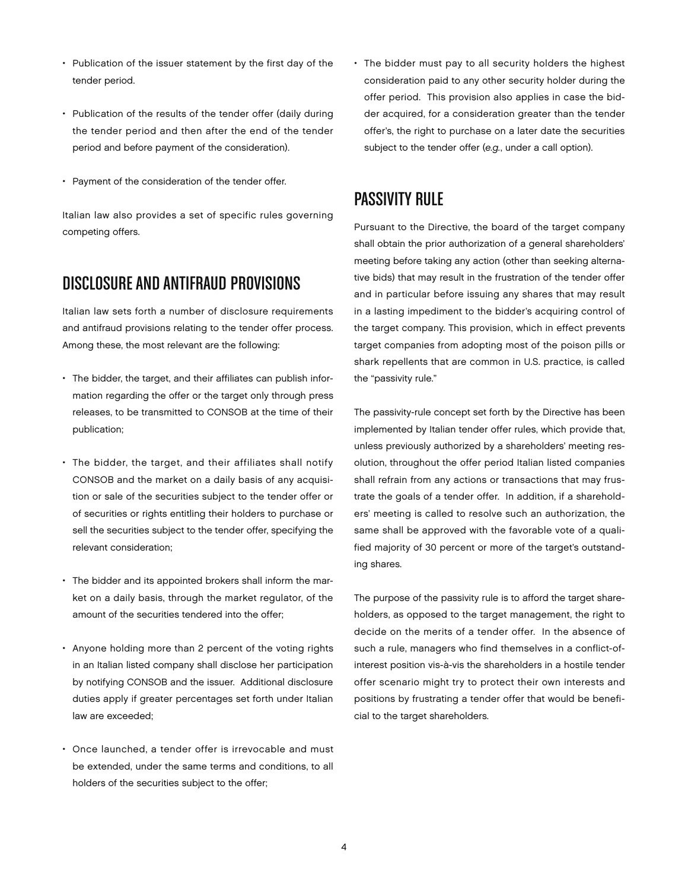- Publication of the issuer statement by the first day of the tender period.
- Publication of the results of the tender offer (daily during the tender period and then after the end of the tender period and before payment of the consideration).
- Payment of the consideration of the tender offer.

Italian law also provides a set of specific rules governing competing offers.

## DISCLOSURE AND ANTIFRAUD PROVISIONS

Italian law sets forth a number of disclosure requirements and antifraud provisions relating to the tender offer process. Among these, the most relevant are the following:

- The bidder, the target, and their affiliates can publish information regarding the offer or the target only through press releases, to be transmitted to CONSOB at the time of their publication;
- The bidder, the target, and their affiliates shall notify CONSOB and the market on a daily basis of any acquisition or sale of the securities subject to the tender offer or of securities or rights entitling their holders to purchase or sell the securities subject to the tender offer, specifying the relevant consideration;
- The bidder and its appointed brokers shall inform the market on a daily basis, through the market regulator, of the amount of the securities tendered into the offer;
- Anyone holding more than 2 percent of the voting rights in an Italian listed company shall disclose her participation by notifying CONSOB and the issuer. Additional disclosure duties apply if greater percentages set forth under Italian law are exceeded;
- Once launched, a tender offer is irrevocable and must be extended, under the same terms and conditions, to all holders of the securities subject to the offer;
- The bidder must pay to all security holders the highest consideration paid to any other security holder during the offer period. This provision also applies in case the bidder acquired, for a consideration greater than the tender offer's, the right to purchase on a later date the securities subject to the tender offer (*e.g.*, under a call option).

## PASSIVITY RULE

Pursuant to the Directive, the board of the target company shall obtain the prior authorization of a general shareholders' meeting before taking any action (other than seeking alternative bids) that may result in the frustration of the tender offer and in particular before issuing any shares that may result in a lasting impediment to the bidder's acquiring control of the target company. This provision, which in effect prevents target companies from adopting most of the poison pills or shark repellents that are common in U.S. practice, is called the "passivity rule."

The passivity-rule concept set forth by the Directive has been implemented by Italian tender offer rules, which provide that, unless previously authorized by a shareholders' meeting resolution, throughout the offer period Italian listed companies shall refrain from any actions or transactions that may frustrate the goals of a tender offer. In addition, if a shareholders' meeting is called to resolve such an authorization, the same shall be approved with the favorable vote of a qualified majority of 30 percent or more of the target's outstanding shares.

The purpose of the passivity rule is to afford the target shareholders, as opposed to the target management, the right to decide on the merits of a tender offer. In the absence of such a rule, managers who find themselves in a conflict-of-interest position vis-à-vis the shareholders in a hostile tender offer scenario might try to protect their own interests and positions by frustrating a tender offer that would be beneficial to the target shareholders.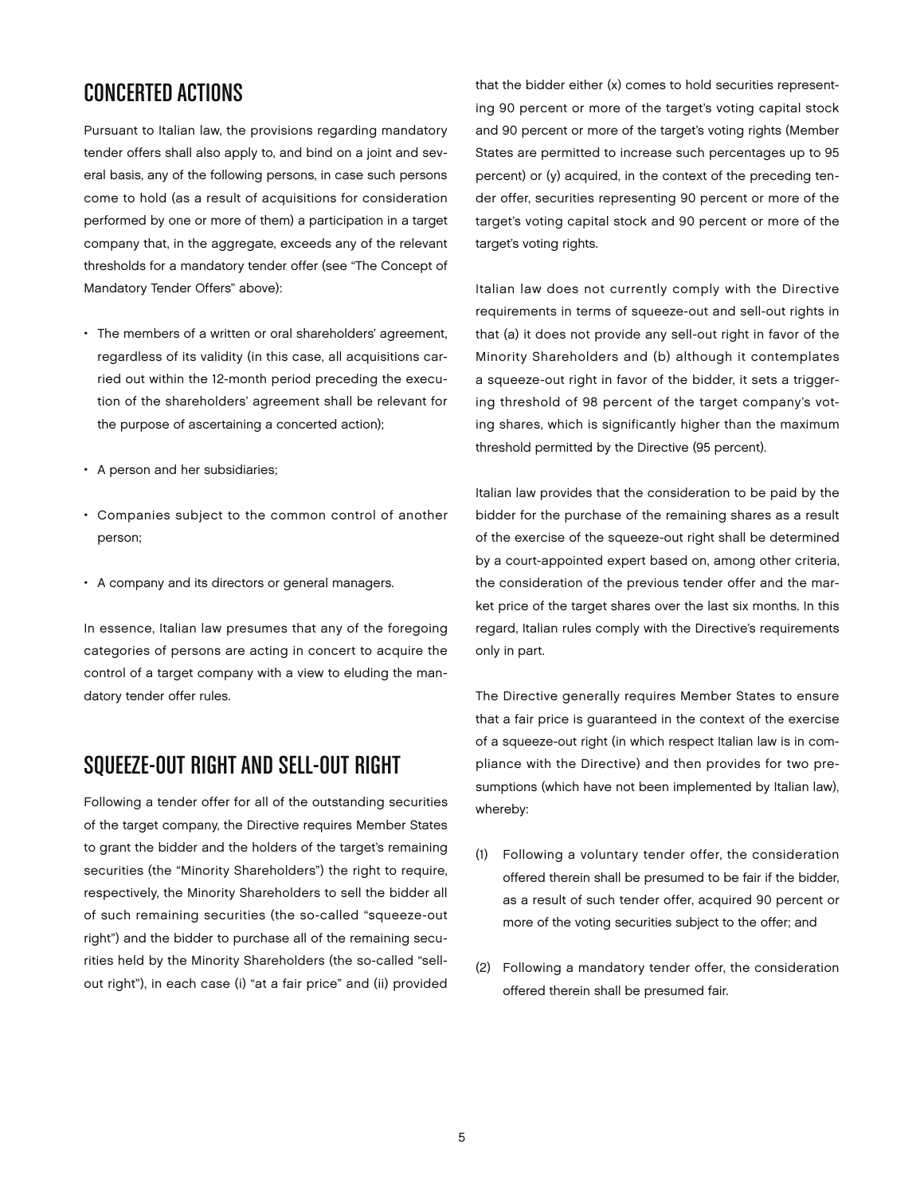## CONCERTED ACTIONS

Pursuant to Italian law, the provisions regarding mandatory tender offers shall also apply to, and bind on a joint and several basis, any of the following persons, in case such persons come to hold (as a result of acquisitions for consideration performed by one or more of them) a participation in a target company that, in the aggregate, exceeds any of the relevant thresholds for a mandatory tender offer (see "The Concept of Mandatory Tender Offers" above):

- The members of a written or oral shareholders' agreement, regardless of its validity (in this case, all acquisitions carried out within the 12-month period preceding the execution of the shareholders' agreement shall be relevant for the purpose of ascertaining a concerted action);
- A person and her subsidiaries;
- Companies subject to the common control of another person;
- A company and its directors or general managers.

In essence, Italian law presumes that any of the foregoing categories of persons are acting in concert to acquire the control of a target company with a view to eluding the mandatory tender offer rules.

## SQUEEZE-OUT RIGHT AND SELL-OUT RIGHT

Following a tender offer for all of the outstanding securities of the target company, the Directive requires Member States to grant the bidder and the holders of the target's remaining securities (the "Minority Shareholders") the right to require, respectively, the Minority Shareholders to sell the bidder all of such remaining securities (the so-called "squeeze-out right") and the bidder to purchase all of the remaining securities held by the Minority Shareholders (the so-called "sell-out right"), in each case (i) "at a fair price" and (ii) provided that the bidder either (x) comes to hold securities representing 90 percent or more of the target's voting capital stock and 90 percent or more of the target's voting rights (Member States are permitted to increase such percentages up to 95 percent) or (y) acquired, in the context of the preceding tender offer, securities representing 90 percent or more of the target's voting capital stock and 90 percent or more of the target's voting rights.

Italian law does not currently comply with the Directive requirements in terms of squeeze-out and sell-out rights in that (a) it does not provide any sell-out right in favor of the Minority Shareholders and (b) although it contemplates a squeeze-out right in favor of the bidder, it sets a triggering threshold of 98 percent of the target company's voting shares, which is significantly higher than the maximum threshold permitted by the Directive (95 percent).

Italian law provides that the consideration to be paid by the bidder for the purchase of the remaining shares as a result of the exercise of the squeeze-out right shall be determined by a court-appointed expert based on, among other criteria, the consideration of the previous tender offer and the market price of the target shares over the last six months. In this regard, Italian rules comply with the Directive's requirements only in part.

The Directive generally requires Member States to ensure that a fair price is guaranteed in the context of the exercise of a squeeze-out right (in which respect Italian law is in compliance with the Directive) and then provides for two presumptions (which have not been implemented by Italian law), whereby:

(1) Following a voluntary tender offer, the consideration offered therein shall be presumed to be fair if the bidder, as a result of such tender offer, acquired 90 percent or more of the voting securities subject to the offer; and

(2) Following a mandatory tender offer, the consideration offered therein shall be presumed fair.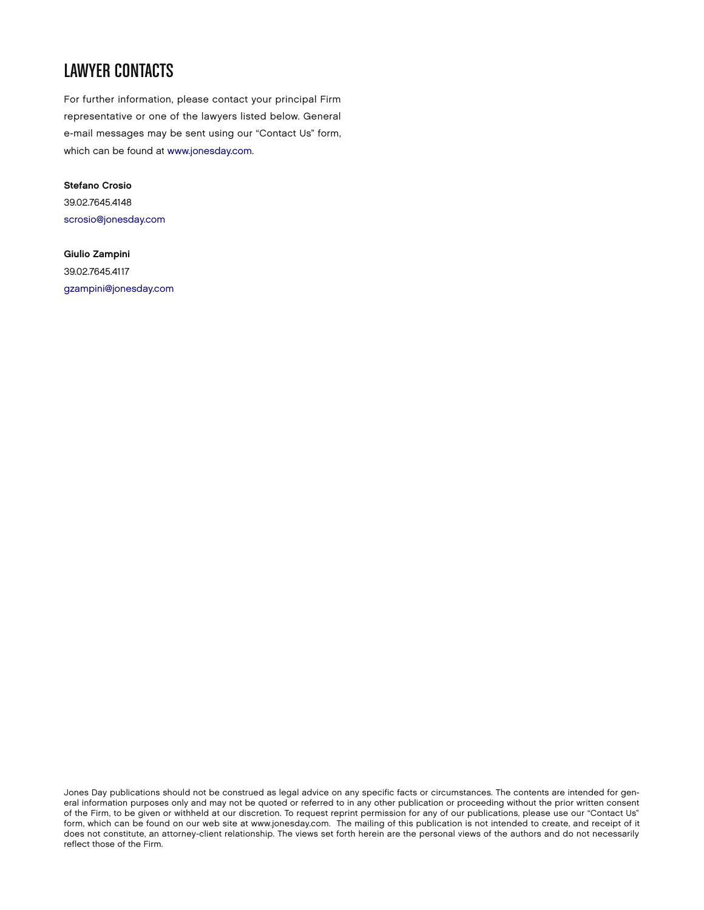## LAWYER CONTACTS

For further information, please contact your principal Firm representative or one of the lawyers listed below. General e-mail messages may be sent using our "Contact Us" form, which can be found at www.jonesday.com.

**Stefano Crosio**
39.02.7645.4148
scrosio@jonesday.com

**Giulio Zampini**
39.02.7645.4117
gzampini@jonesday.com

Jones Day publications should not be construed as legal advice on any specific facts or circumstances. The contents are intended for general information purposes only and may not be quoted or referred to in any other publication or proceeding without the prior written consent of the Firm, to be given or withheld at our discretion. To request reprint permission for any of our publications, please use our "Contact Us" form, which can be found on our web site at www.jonesday.com. The mailing of this publication is not intended to create, and receipt of it does not constitute, an attorney-client relationship. The views set forth herein are the personal views of the authors and do not necessarily reflect those of the Firm.